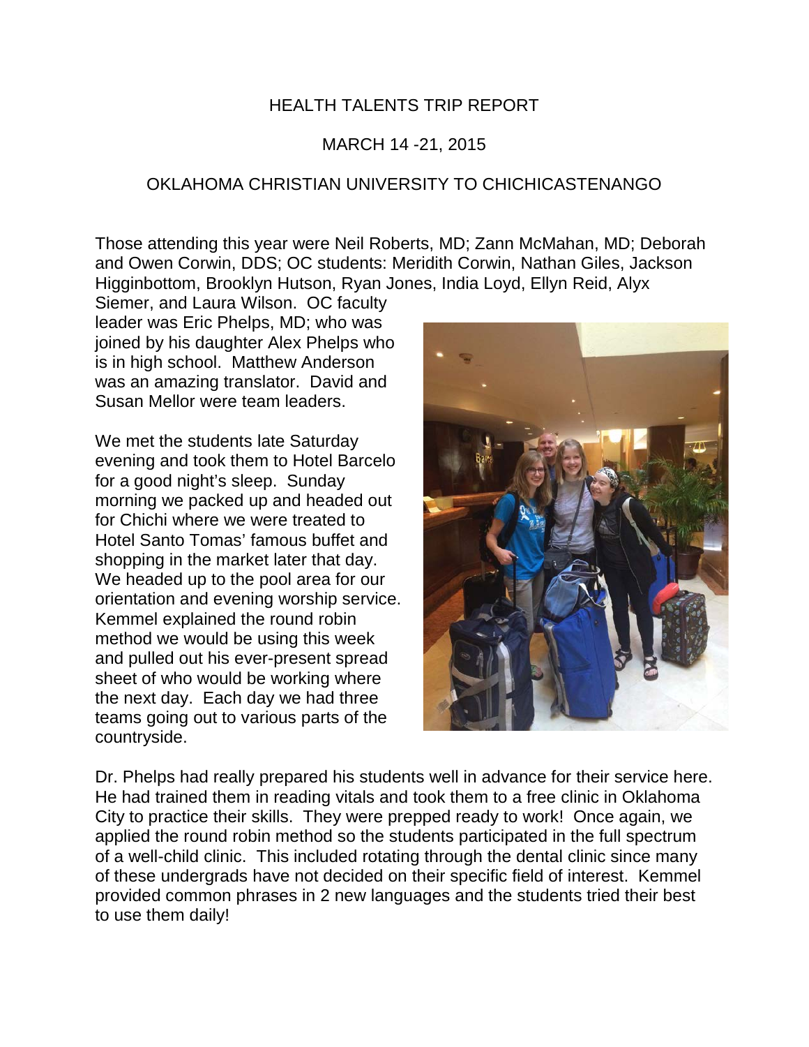# HEALTH TALENTS TRIP REPORT

## MARCH 14 -21, 2015

## OKLAHOMA CHRISTIAN UNIVERSITY TO CHICHICASTENANGO

Those attending this year were Neil Roberts, MD; Zann McMahan, MD; Deborah and Owen Corwin, DDS; OC students: Meridith Corwin, Nathan Giles, Jackson Higginbottom, Brooklyn Hutson, Ryan Jones, India Loyd, Ellyn Reid, Alyx Siemer, and Laura Wilson. OC faculty leader was Eric Phelps, MD; who was joined by his daughter Alex Phelps who is in high school. Matthew Anderson was an amazing translator. David and Susan Mellor were team leaders.

We met the students late Saturday evening and took them to Hotel Barcelo for a good night's sleep. Sunday morning we packed up and headed out for Chichi where we were treated to Hotel Santo Tomas' famous buffet and shopping in the market later that day. We headed up to the pool area for our orientation and evening worship service. Kemmel explained the round robin method we would be using this week and pulled out his ever-present spread sheet of who would be working where the next day. Each day we had three teams going out to various parts of the countryside.

Dr. Phelps had really prepared his students well in advance for their service here. He had trained them in reading vitals and took them to a free clinic in Oklahoma City to practice their skills. They were prepped ready to work! Once again, we applied the round robin method so the students participated in the full spectrum of a well-child clinic. This included rotating through the dental clinic since many of these undergrads have not decided on their specific field of interest. Kemmel provided common phrases in 2 new languages and the students tried their best to use them daily!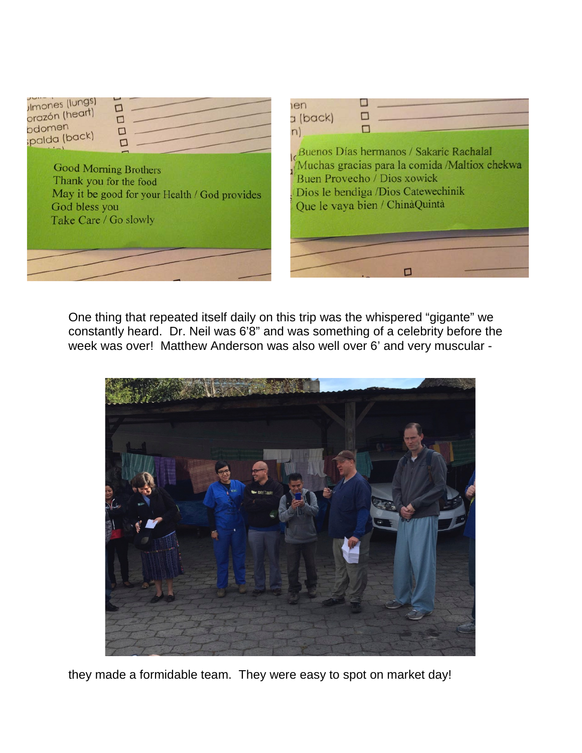Good Morning Brothers
Thank you for the food
May it be good for your Health / God provides
God bless you
Take Care / Go slowly

Buenos Días hermanos / Sakaric Rachalal
Muchas gracias para la comida /Maltiox chekwa
Buen Provecho / Dios xowick
Dios le bendiga /Dios Catewechinik
Que le vaya bien / ChinàQuintà

One thing that repeated itself daily on this trip was the whispered “gigante” we constantly heard. Dr. Neil was 6’8” and was something of a celebrity before the week was over! Matthew Anderson was also well over 6’ and very muscular -

they made a formidable team. They were easy to spot on market day!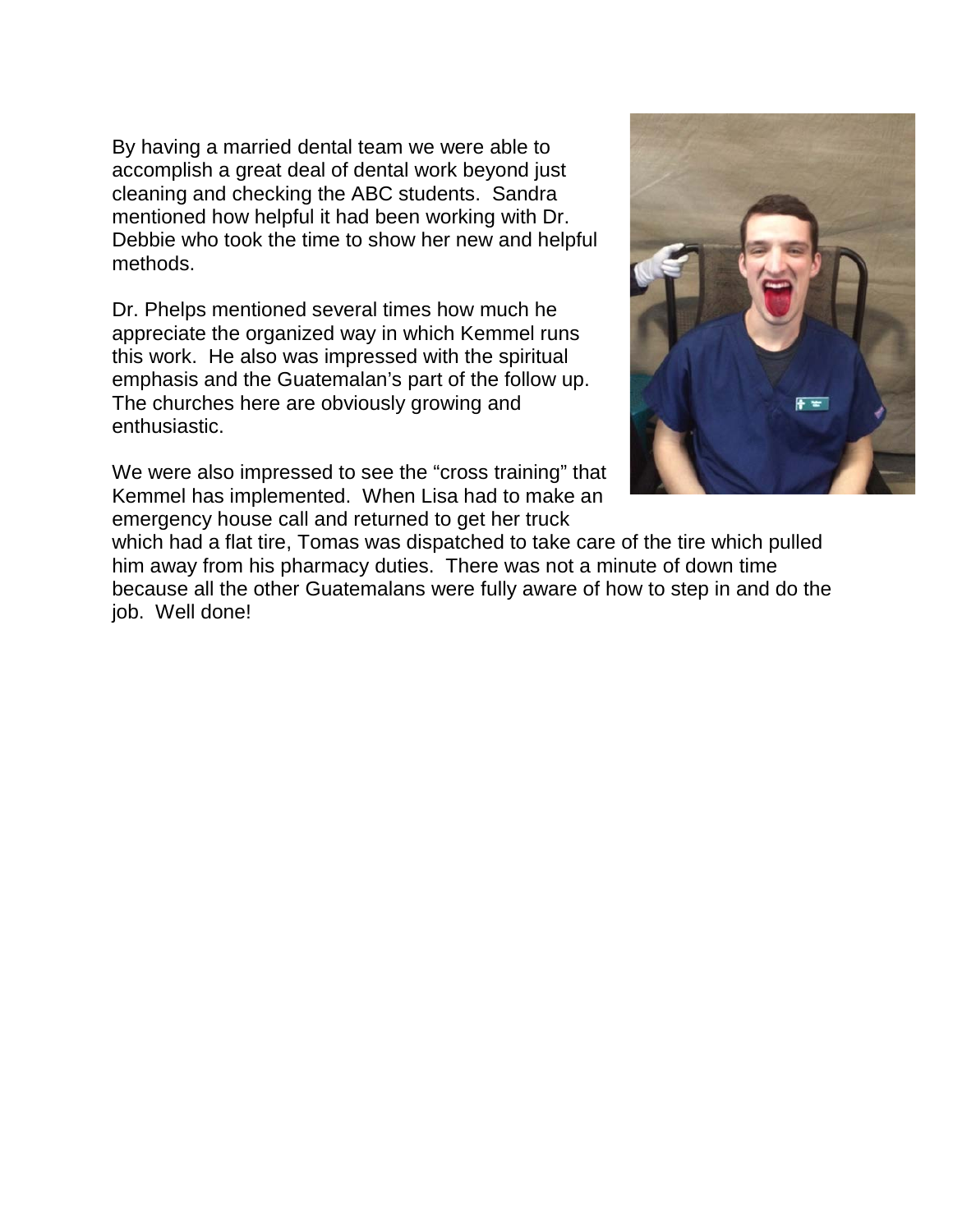By having a married dental team we were able to accomplish a great deal of dental work beyond just cleaning and checking the ABC students. Sandra mentioned how helpful it had been working with Dr. Debbie who took the time to show her new and helpful methods.

Dr. Phelps mentioned several times how much he appreciate the organized way in which Kemmel runs this work. He also was impressed with the spiritual emphasis and the Guatemalan's part of the follow up. The churches here are obviously growing and enthusiastic.

We were also impressed to see the "cross training" that Kemmel has implemented. When Lisa had to make an emergency house call and returned to get her truck which had a flat tire, Tomas was dispatched to take care of the tire which pulled him away from his pharmacy duties. There was not a minute of down time because all the other Guatemalans were fully aware of how to step in and do the job. Well done!